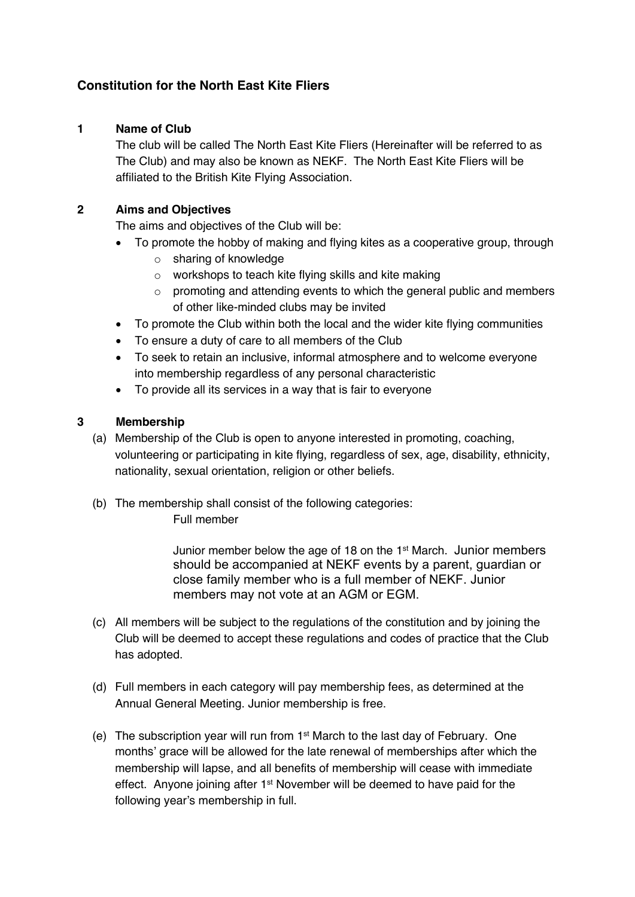## Constitution for the North East Kite Fliers

### 1 Name of Club

The club will be called The North East Kite Fliers (Hereinafter will be referred to as The Club) and may also be known as NEKF. The North East Kite Fliers will be affiliated to the British Kite Flying Association.

### 2 Aims and Objectives

The aims and objectives of the Club will be:

- To promote the hobby of making and flying kites as a cooperative group, through
  - sharing of knowledge
  - workshops to teach kite flying skills and kite making
  - promoting and attending events to which the general public and members of other like-minded clubs may be invited
- To promote the Club within both the local and the wider kite flying communities
- To ensure a duty of care to all members of the Club
- To seek to retain an inclusive, informal atmosphere and to welcome everyone into membership regardless of any personal characteristic
- To provide all its services in a way that is fair to everyone

### 3 Membership

(a) Membership of the Club is open to anyone interested in promoting, coaching, volunteering or participating in kite flying, regardless of sex, age, disability, ethnicity, nationality, sexual orientation, religion or other beliefs.

(b) The membership shall consist of the following categories:

Full member

Junior member below the age of 18 on the 1st March. Junior members should be accompanied at NEKF events by a parent, guardian or close family member who is a full member of NEKF. Junior members may not vote at an AGM or EGM.

(c) All members will be subject to the regulations of the constitution and by joining the Club will be deemed to accept these regulations and codes of practice that the Club has adopted.

(d) Full members in each category will pay membership fees, as determined at the Annual General Meeting. Junior membership is free.

(e) The subscription year will run from 1st March to the last day of February. One months' grace will be allowed for the late renewal of memberships after which the membership will lapse, and all benefits of membership will cease with immediate effect. Anyone joining after 1st November will be deemed to have paid for the following year's membership in full.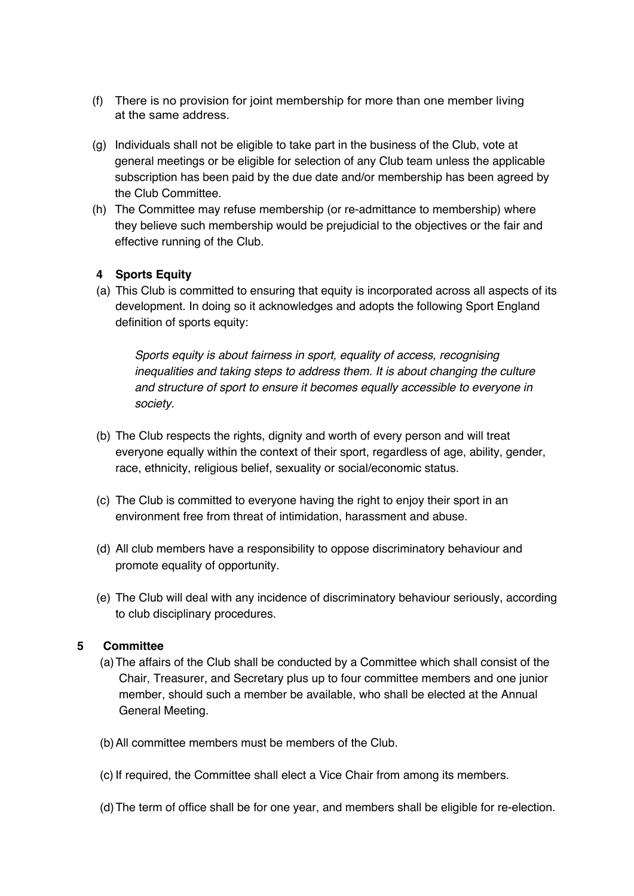(f) There is no provision for joint membership for more than one member living at the same address.

(g) Individuals shall not be eligible to take part in the business of the Club, vote at general meetings or be eligible for selection of any Club team unless the applicable subscription has been paid by the due date and/or membership has been agreed by the Club Committee.

(h) The Committee may refuse membership (or re-admittance to membership) where they believe such membership would be prejudicial to the objectives or the fair and effective running of the Club.

## 4 Sports Equity

(a) This Club is committed to ensuring that equity is incorporated across all aspects of its development. In doing so it acknowledges and adopts the following Sport England definition of sports equity:

> *Sports equity is about fairness in sport, equality of access, recognising inequalities and taking steps to address them. It is about changing the culture and structure of sport to ensure it becomes equally accessible to everyone in society.*

(b) The Club respects the rights, dignity and worth of every person and will treat everyone equally within the context of their sport, regardless of age, ability, gender, race, ethnicity, religious belief, sexuality or social/economic status.

(c) The Club is committed to everyone having the right to enjoy their sport in an environment free from threat of intimidation, harassment and abuse.

(d) All club members have a responsibility to oppose discriminatory behaviour and promote equality of opportunity.

(e) The Club will deal with any incidence of discriminatory behaviour seriously, according to club disciplinary procedures.

## 5 Committee

(a) The affairs of the Club shall be conducted by a Committee which shall consist of the Chair, Treasurer, and Secretary plus up to four committee members and one junior member, should such a member be available, who shall be elected at the Annual General Meeting.

(b) All committee members must be members of the Club.

(c) If required, the Committee shall elect a Vice Chair from among its members.

(d) The term of office shall be for one year, and members shall be eligible for re-election.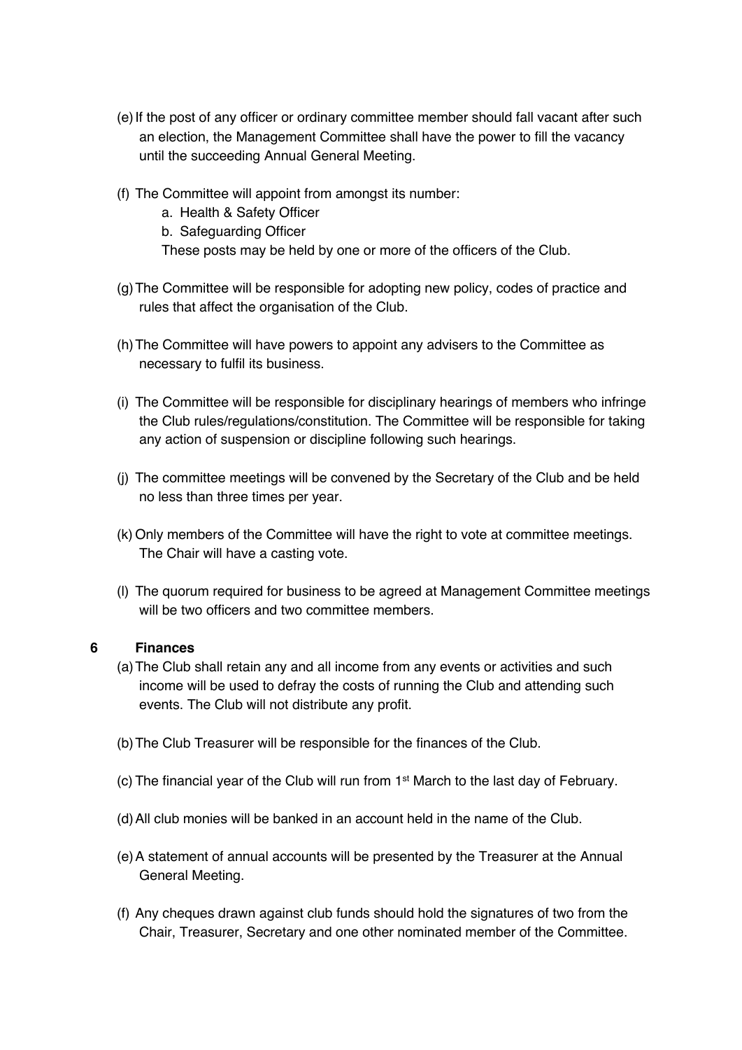(e) If the post of any officer or ordinary committee member should fall vacant after such an election, the Management Committee shall have the power to fill the vacancy until the succeeding Annual General Meeting.

(f) The Committee will appoint from amongst its number:

   a. Health & Safety Officer
   b. Safeguarding Officer

   These posts may be held by one or more of the officers of the Club.

(g) The Committee will be responsible for adopting new policy, codes of practice and rules that affect the organisation of the Club.

(h) The Committee will have powers to appoint any advisers to the Committee as necessary to fulfil its business.

(i) The Committee will be responsible for disciplinary hearings of members who infringe the Club rules/regulations/constitution. The Committee will be responsible for taking any action of suspension or discipline following such hearings.

(j) The committee meetings will be convened by the Secretary of the Club and be held no less than three times per year.

(k) Only members of the Committee will have the right to vote at committee meetings. The Chair will have a casting vote.

(l) The quorum required for business to be agreed at Management Committee meetings will be two officers and two committee members.

**6 Finances**

(a) The Club shall retain any and all income from any events or activities and such income will be used to defray the costs of running the Club and attending such events. The Club will not distribute any profit.

(b) The Club Treasurer will be responsible for the finances of the Club.

(c) The financial year of the Club will run from 1st March to the last day of February.

(d) All club monies will be banked in an account held in the name of the Club.

(e) A statement of annual accounts will be presented by the Treasurer at the Annual General Meeting.

(f) Any cheques drawn against club funds should hold the signatures of two from the Chair, Treasurer, Secretary and one other nominated member of the Committee.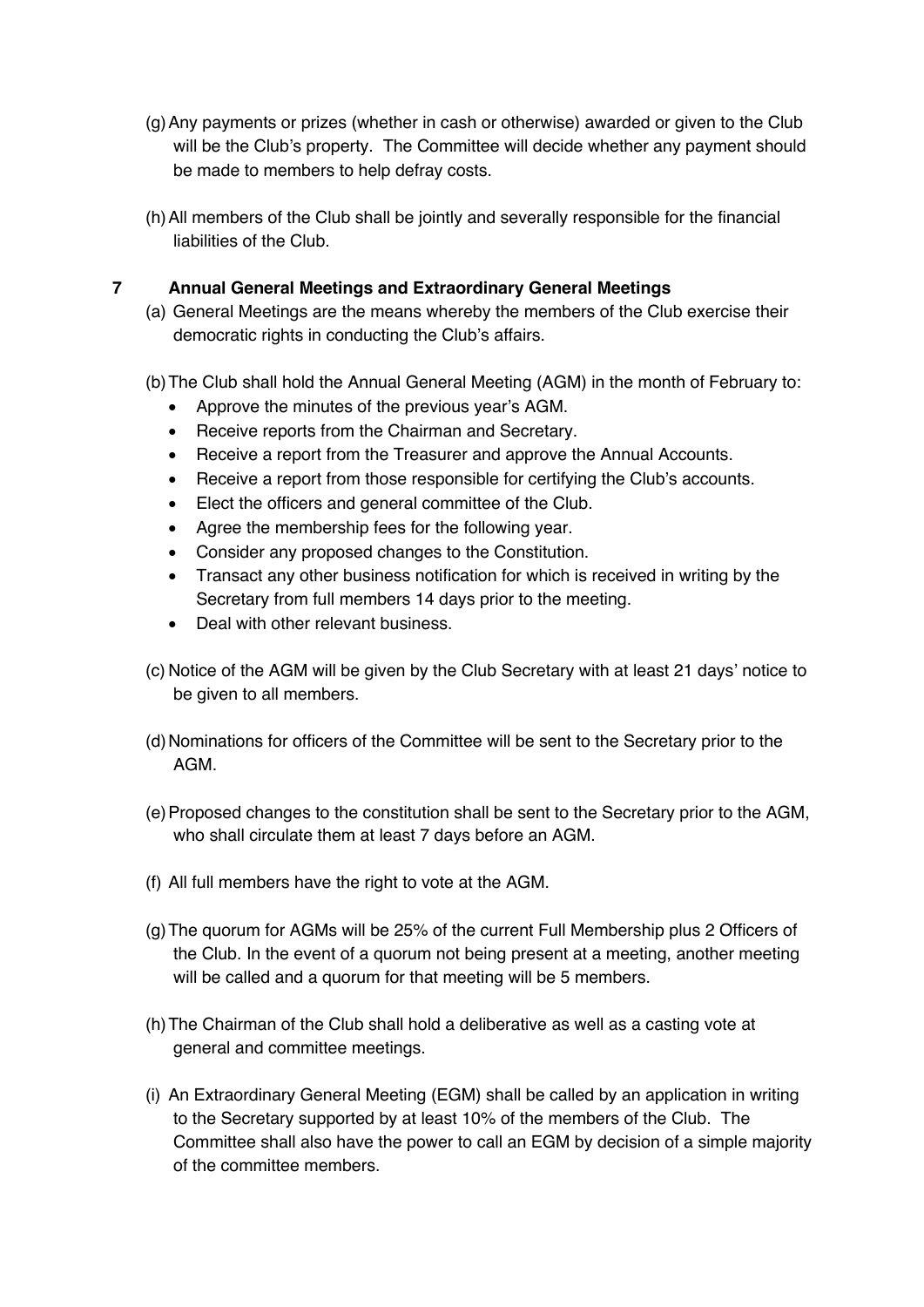(g) Any payments or prizes (whether in cash or otherwise) awarded or given to the Club will be the Club's property. The Committee will decide whether any payment should be made to members to help defray costs.

(h) All members of the Club shall be jointly and severally responsible for the financial liabilities of the Club.

## 7 Annual General Meetings and Extraordinary General Meetings

(a) General Meetings are the means whereby the members of the Club exercise their democratic rights in conducting the Club's affairs.

(b) The Club shall hold the Annual General Meeting (AGM) in the month of February to:

- Approve the minutes of the previous year's AGM.
- Receive reports from the Chairman and Secretary.
- Receive a report from the Treasurer and approve the Annual Accounts.
- Receive a report from those responsible for certifying the Club's accounts.
- Elect the officers and general committee of the Club.
- Agree the membership fees for the following year.
- Consider any proposed changes to the Constitution.
- Transact any other business notification for which is received in writing by the Secretary from full members 14 days prior to the meeting.
- Deal with other relevant business.

(c) Notice of the AGM will be given by the Club Secretary with at least 21 days' notice to be given to all members.

(d) Nominations for officers of the Committee will be sent to the Secretary prior to the AGM.

(e) Proposed changes to the constitution shall be sent to the Secretary prior to the AGM, who shall circulate them at least 7 days before an AGM.

(f) All full members have the right to vote at the AGM.

(g) The quorum for AGMs will be 25% of the current Full Membership plus 2 Officers of the Club. In the event of a quorum not being present at a meeting, another meeting will be called and a quorum for that meeting will be 5 members.

(h) The Chairman of the Club shall hold a deliberative as well as a casting vote at general and committee meetings.

(i) An Extraordinary General Meeting (EGM) shall be called by an application in writing to the Secretary supported by at least 10% of the members of the Club. The Committee shall also have the power to call an EGM by decision of a simple majority of the committee members.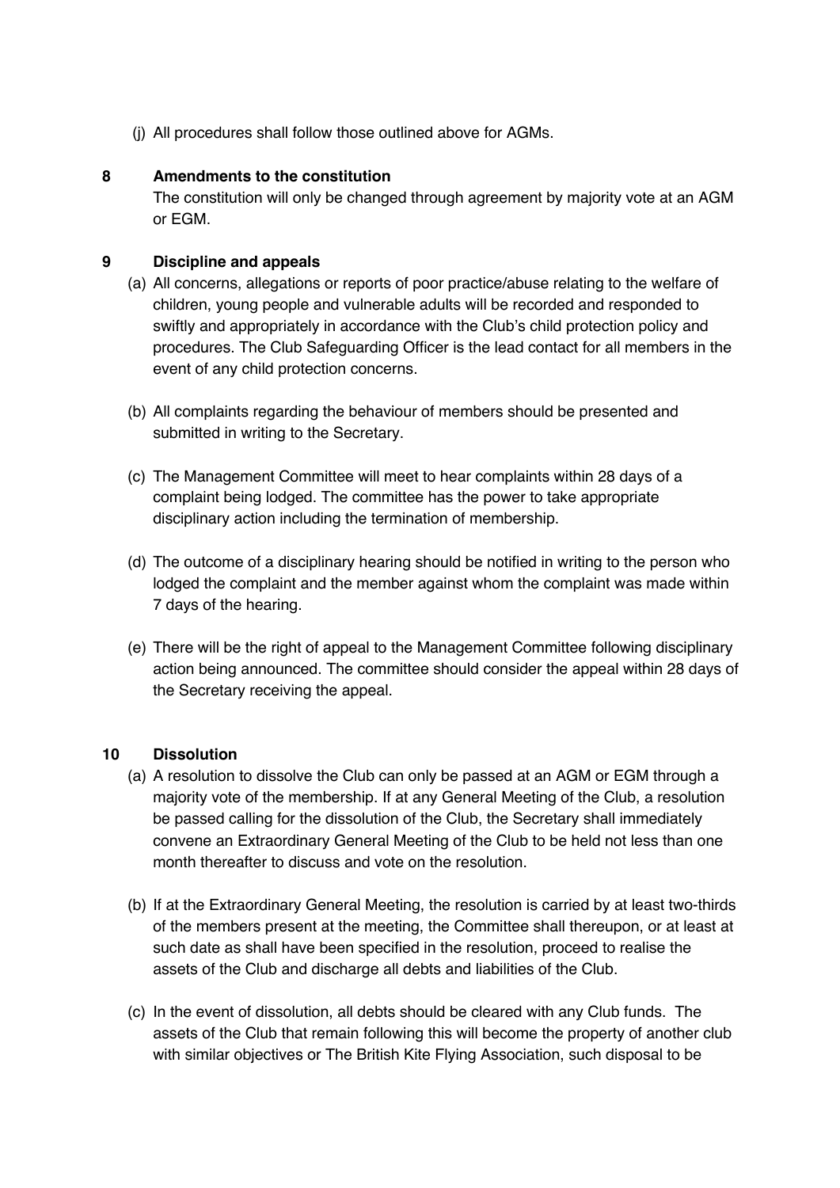(j) All procedures shall follow those outlined above for AGMs.

## 8 Amendments to the constitution

The constitution will only be changed through agreement by majority vote at an AGM or EGM.

## 9 Discipline and appeals

(a) All concerns, allegations or reports of poor practice/abuse relating to the welfare of children, young people and vulnerable adults will be recorded and responded to swiftly and appropriately in accordance with the Club's child protection policy and procedures. The Club Safeguarding Officer is the lead contact for all members in the event of any child protection concerns.

(b) All complaints regarding the behaviour of members should be presented and submitted in writing to the Secretary.

(c) The Management Committee will meet to hear complaints within 28 days of a complaint being lodged. The committee has the power to take appropriate disciplinary action including the termination of membership.

(d) The outcome of a disciplinary hearing should be notified in writing to the person who lodged the complaint and the member against whom the complaint was made within 7 days of the hearing.

(e) There will be the right of appeal to the Management Committee following disciplinary action being announced. The committee should consider the appeal within 28 days of the Secretary receiving the appeal.

## 10 Dissolution

(a) A resolution to dissolve the Club can only be passed at an AGM or EGM through a majority vote of the membership. If at any General Meeting of the Club, a resolution be passed calling for the dissolution of the Club, the Secretary shall immediately convene an Extraordinary General Meeting of the Club to be held not less than one month thereafter to discuss and vote on the resolution.

(b) If at the Extraordinary General Meeting, the resolution is carried by at least two-thirds of the members present at the meeting, the Committee shall thereupon, or at least at such date as shall have been specified in the resolution, proceed to realise the assets of the Club and discharge all debts and liabilities of the Club.

(c) In the event of dissolution, all debts should be cleared with any Club funds. The assets of the Club that remain following this will become the property of another club with similar objectives or The British Kite Flying Association, such disposal to be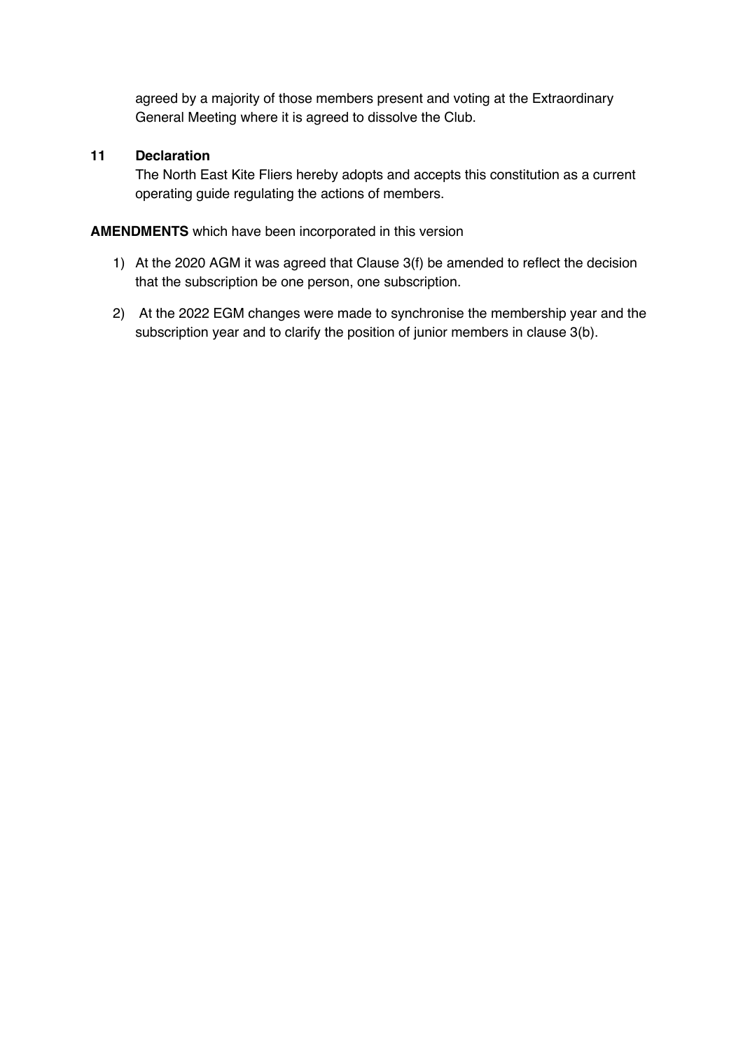agreed by a majority of those members present and voting at the Extraordinary General Meeting where it is agreed to dissolve the Club.

## 11 Declaration

The North East Kite Fliers hereby adopts and accepts this constitution as a current operating guide regulating the actions of members.

**AMENDMENTS** which have been incorporated in this version

1) At the 2020 AGM it was agreed that Clause 3(f) be amended to reflect the decision that the subscription be one person, one subscription.

2) At the 2022 EGM changes were made to synchronise the membership year and the subscription year and to clarify the position of junior members in clause 3(b).